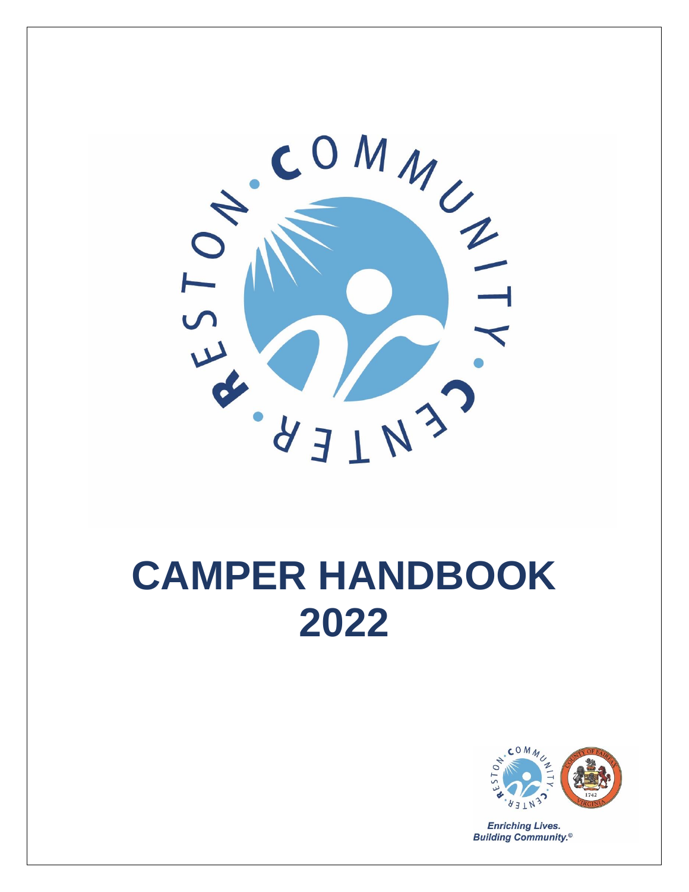# CAMPER HANDBOOK 2022

*Enriching Lives.*
*Building Community.*©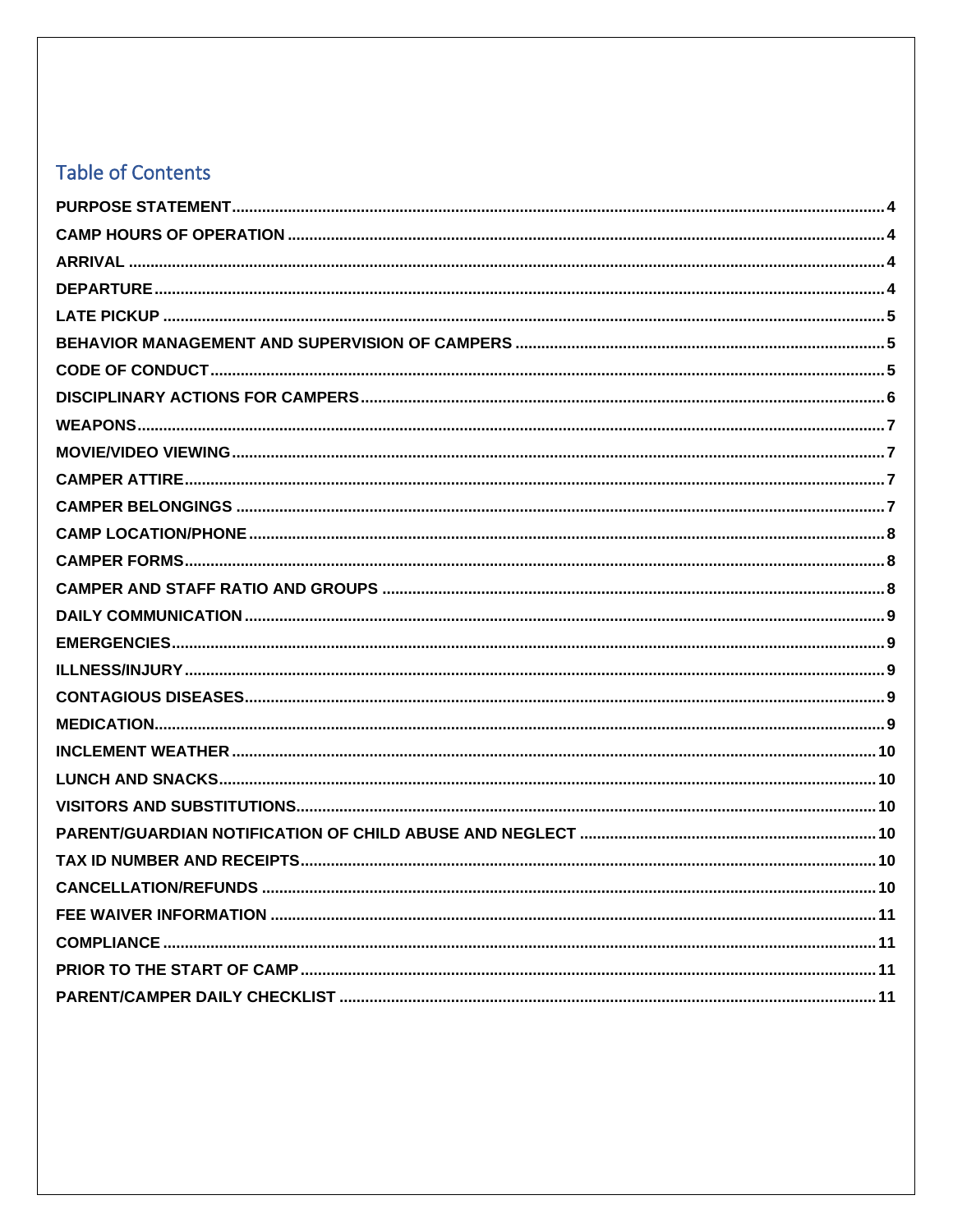## Table of Contents

| | |
|---|---|
| PURPOSE STATEMENT | 4 |
| CAMP HOURS OF OPERATION | 4 |
| ARRIVAL | 4 |
| DEPARTURE | 4 |
| LATE PICKUP | 5 |
| BEHAVIOR MANAGEMENT AND SUPERVISION OF CAMPERS | 5 |
| CODE OF CONDUCT | 5 |
| DISCIPLINARY ACTIONS FOR CAMPERS | 6 |
| WEAPONS | 7 |
| MOVIE/VIDEO VIEWING | 7 |
| CAMPER ATTIRE | 7 |
| CAMPER BELONGINGS | 7 |
| CAMP LOCATION/PHONE | 8 |
| CAMPER FORMS | 8 |
| CAMPER AND STAFF RATIO AND GROUPS | 8 |
| DAILY COMMUNICATION | 9 |
| EMERGENCIES | 9 |
| ILLNESS/INJURY | 9 |
| CONTAGIOUS DISEASES | 9 |
| MEDICATION | 9 |
| INCLEMENT WEATHER | 10 |
| LUNCH AND SNACKS | 10 |
| VISITORS AND SUBSTITUTIONS | 10 |
| PARENT/GUARDIAN NOTIFICATION OF CHILD ABUSE AND NEGLECT | 10 |
| TAX ID NUMBER AND RECEIPTS | 10 |
| CANCELLATION/REFUNDS | 10 |
| FEE WAIVER INFORMATION | 11 |
| COMPLIANCE | 11 |
| PRIOR TO THE START OF CAMP | 11 |
| PARENT/CAMPER DAILY CHECKLIST | 11 |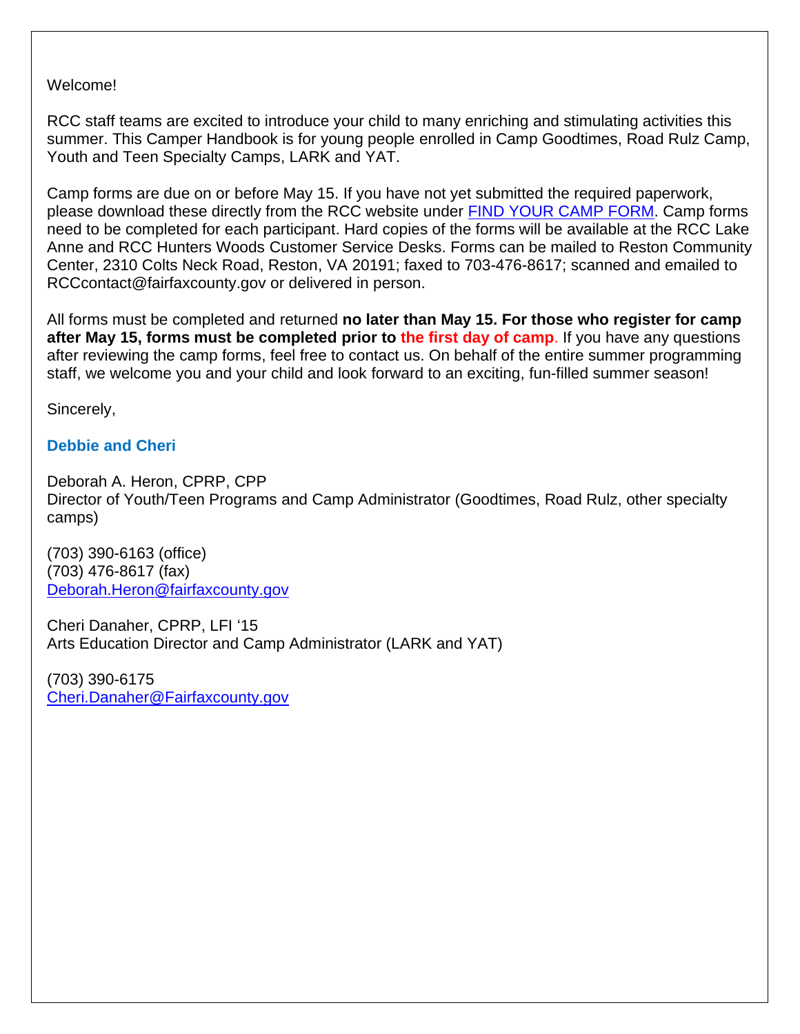Welcome!

RCC staff teams are excited to introduce your child to many enriching and stimulating activities this summer. This Camper Handbook is for young people enrolled in Camp Goodtimes, Road Rulz Camp, Youth and Teen Specialty Camps, LARK and YAT.

Camp forms are due on or before May 15. If you have not yet submitted the required paperwork, please download these directly from the RCC website under FIND YOUR CAMP FORM. Camp forms need to be completed for each participant. Hard copies of the forms will be available at the RCC Lake Anne and RCC Hunters Woods Customer Service Desks. Forms can be mailed to Reston Community Center, 2310 Colts Neck Road, Reston, VA 20191; faxed to 703-476-8617; scanned and emailed to RCCcontact@fairfaxcounty.gov or delivered in person.

All forms must be completed and returned **no later than May 15. For those who register for camp after May 15, forms must be completed prior to the first day of camp**. If you have any questions after reviewing the camp forms, feel free to contact us. On behalf of the entire summer programming staff, we welcome you and your child and look forward to an exciting, fun-filled summer season!

Sincerely,

**Debbie and Cheri**

Deborah A. Heron, CPRP, CPP
Director of Youth/Teen Programs and Camp Administrator (Goodtimes, Road Rulz, other specialty camps)

(703) 390-6163 (office)
(703) 476-8617 (fax)
Deborah.Heron@fairfaxcounty.gov

Cheri Danaher, CPRP, LFI ‘15
Arts Education Director and Camp Administrator (LARK and YAT)

(703) 390-6175
Cheri.Danaher@Fairfaxcounty.gov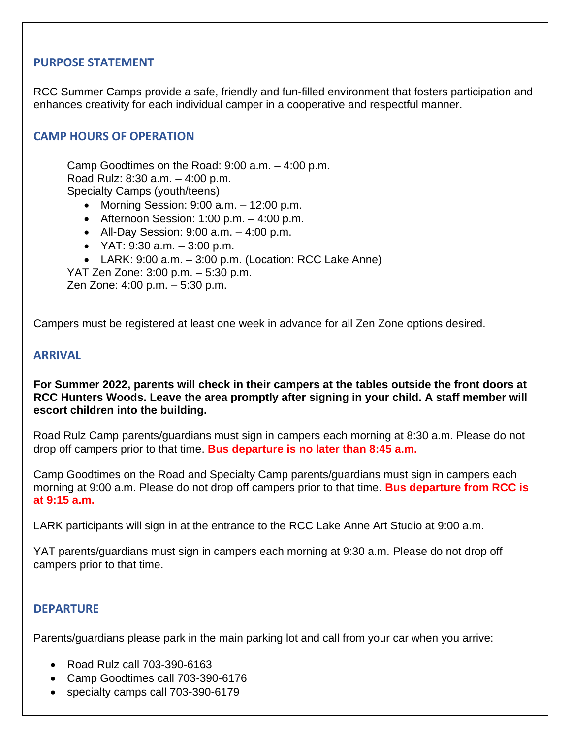## PURPOSE STATEMENT

RCC Summer Camps provide a safe, friendly and fun-filled environment that fosters participation and enhances creativity for each individual camper in a cooperative and respectful manner.

## CAMP HOURS OF OPERATION

Camp Goodtimes on the Road: 9:00 a.m. – 4:00 p.m.
Road Rulz: 8:30 a.m. – 4:00 p.m.
Specialty Camps (youth/teens)

- Morning Session: 9:00 a.m. – 12:00 p.m.
- Afternoon Session: 1:00 p.m. – 4:00 p.m.
- All-Day Session: 9:00 a.m. – 4:00 p.m.
- YAT: 9:30 a.m. – 3:00 p.m.
- LARK: 9:00 a.m. – 3:00 p.m. (Location: RCC Lake Anne)

YAT Zen Zone: 3:00 p.m. – 5:30 p.m.
Zen Zone: 4:00 p.m. – 5:30 p.m.

Campers must be registered at least one week in advance for all Zen Zone options desired.

## ARRIVAL

**For Summer 2022, parents will check in their campers at the tables outside the front doors at RCC Hunters Woods. Leave the area promptly after signing in your child. A staff member will escort children into the building.**

Road Rulz Camp parents/guardians must sign in campers each morning at 8:30 a.m. Please do not drop off campers prior to that time. **Bus departure is no later than 8:45 a.m.**

Camp Goodtimes on the Road and Specialty Camp parents/guardians must sign in campers each morning at 9:00 a.m. Please do not drop off campers prior to that time. **Bus departure from RCC is at 9:15 a.m.**

LARK participants will sign in at the entrance to the RCC Lake Anne Art Studio at 9:00 a.m.

YAT parents/guardians must sign in campers each morning at 9:30 a.m. Please do not drop off campers prior to that time.

## DEPARTURE

Parents/guardians please park in the main parking lot and call from your car when you arrive:

- Road Rulz call 703-390-6163
- Camp Goodtimes call 703-390-6176
- specialty camps call 703-390-6179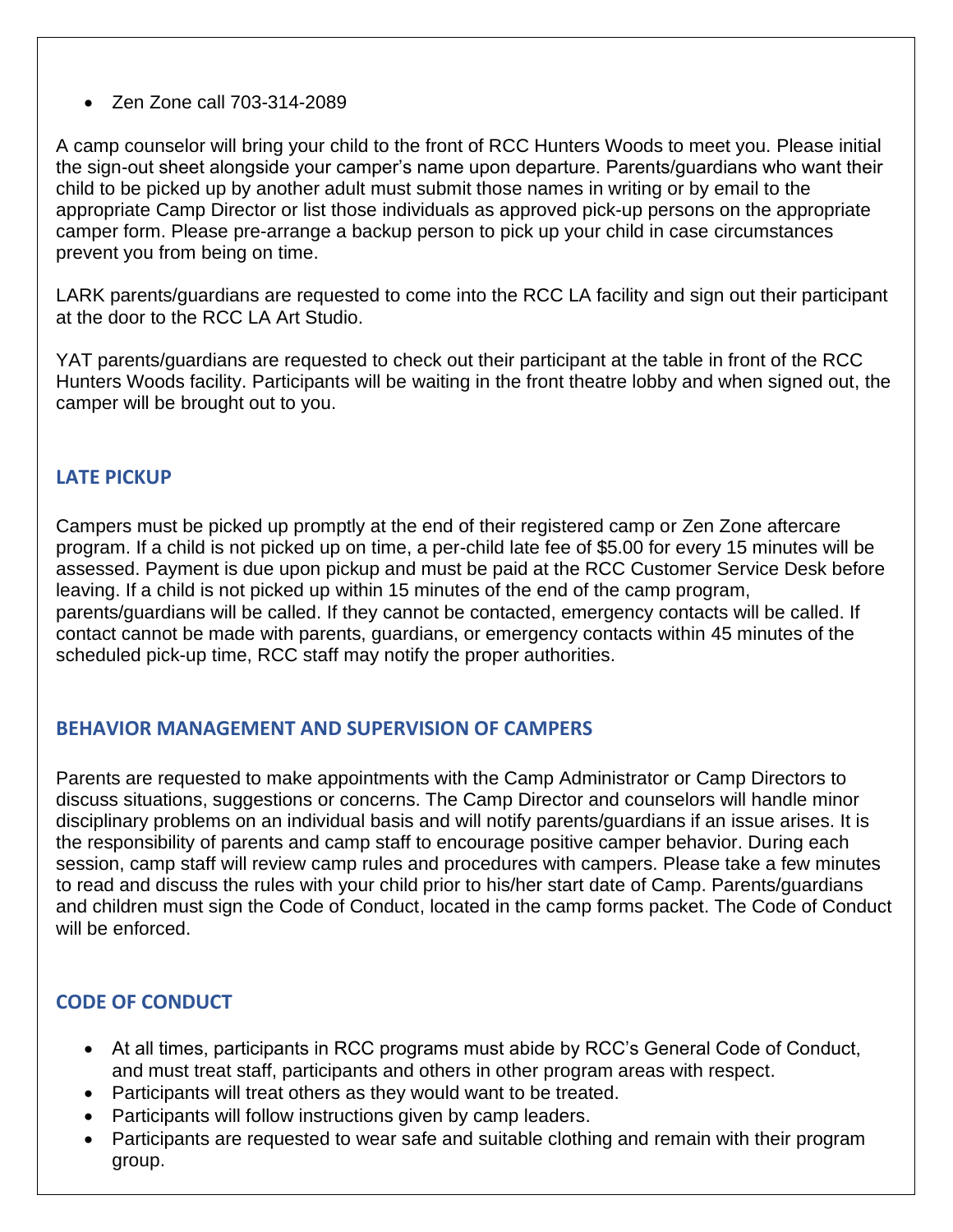- Zen Zone call 703-314-2089

A camp counselor will bring your child to the front of RCC Hunters Woods to meet you. Please initial the sign-out sheet alongside your camper's name upon departure. Parents/guardians who want their child to be picked up by another adult must submit those names in writing or by email to the appropriate Camp Director or list those individuals as approved pick-up persons on the appropriate camper form. Please pre-arrange a backup person to pick up your child in case circumstances prevent you from being on time.

LARK parents/guardians are requested to come into the RCC LA facility and sign out their participant at the door to the RCC LA Art Studio.

YAT parents/guardians are requested to check out their participant at the table in front of the RCC Hunters Woods facility. Participants will be waiting in the front theatre lobby and when signed out, the camper will be brought out to you.

## LATE PICKUP

Campers must be picked up promptly at the end of their registered camp or Zen Zone aftercare program. If a child is not picked up on time, a per-child late fee of $5.00 for every 15 minutes will be assessed. Payment is due upon pickup and must be paid at the RCC Customer Service Desk before leaving. If a child is not picked up within 15 minutes of the end of the camp program, parents/guardians will be called. If they cannot be contacted, emergency contacts will be called. If contact cannot be made with parents, guardians, or emergency contacts within 45 minutes of the scheduled pick-up time, RCC staff may notify the proper authorities.

## BEHAVIOR MANAGEMENT AND SUPERVISION OF CAMPERS

Parents are requested to make appointments with the Camp Administrator or Camp Directors to discuss situations, suggestions or concerns. The Camp Director and counselors will handle minor disciplinary problems on an individual basis and will notify parents/guardians if an issue arises. It is the responsibility of parents and camp staff to encourage positive camper behavior. During each session, camp staff will review camp rules and procedures with campers. Please take a few minutes to read and discuss the rules with your child prior to his/her start date of Camp. Parents/guardians and children must sign the Code of Conduct, located in the camp forms packet. The Code of Conduct will be enforced.

## CODE OF CONDUCT

- At all times, participants in RCC programs must abide by RCC's General Code of Conduct, and must treat staff, participants and others in other program areas with respect.
- Participants will treat others as they would want to be treated.
- Participants will follow instructions given by camp leaders.
- Participants are requested to wear safe and suitable clothing and remain with their program group.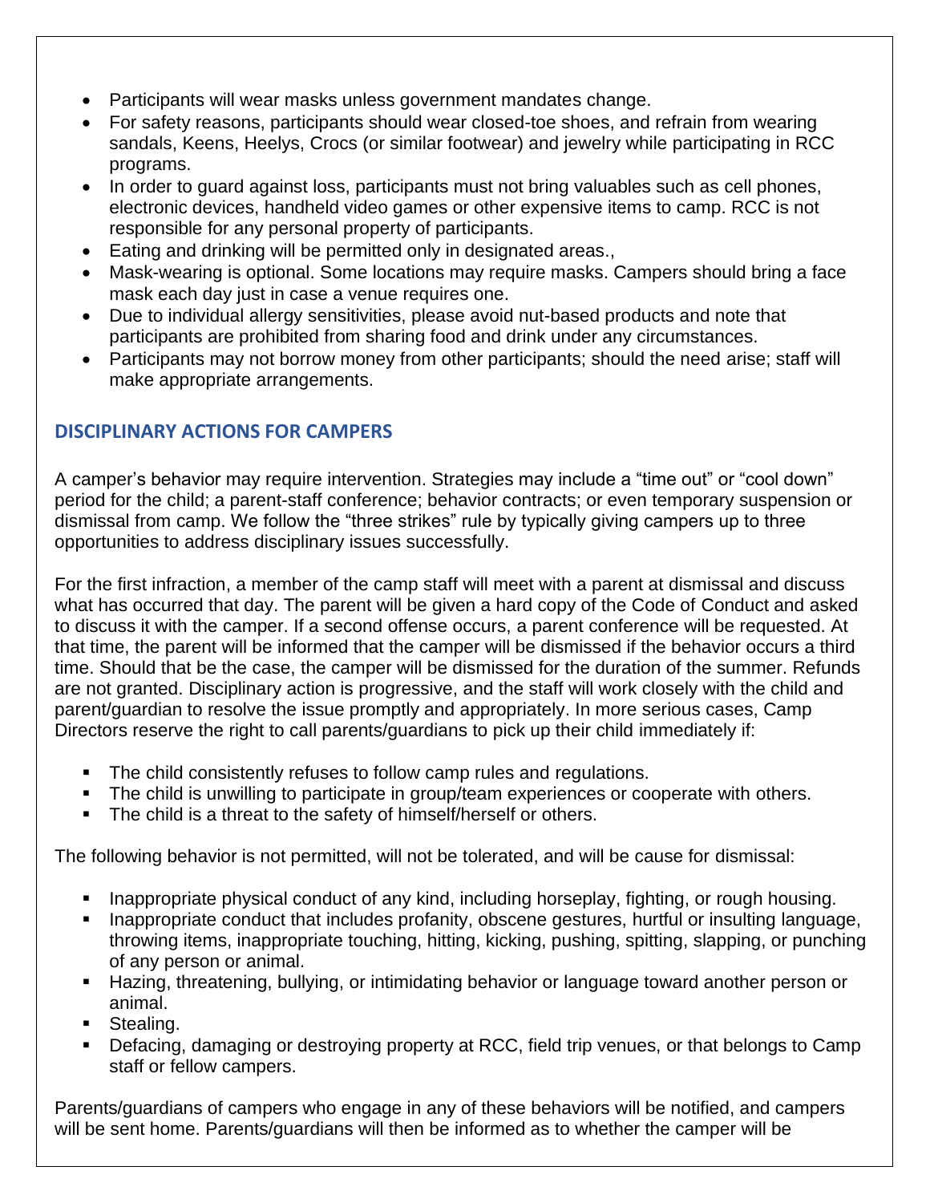- Participants will wear masks unless government mandates change.
- For safety reasons, participants should wear closed-toe shoes, and refrain from wearing sandals, Keens, Heelys, Crocs (or similar footwear) and jewelry while participating in RCC programs.
- In order to guard against loss, participants must not bring valuables such as cell phones, electronic devices, handheld video games or other expensive items to camp. RCC is not responsible for any personal property of participants.
- Eating and drinking will be permitted only in designated areas.,
- Mask-wearing is optional. Some locations may require masks. Campers should bring a face mask each day just in case a venue requires one.
- Due to individual allergy sensitivities, please avoid nut-based products and note that participants are prohibited from sharing food and drink under any circumstances.
- Participants may not borrow money from other participants; should the need arise; staff will make appropriate arrangements.

## DISCIPLINARY ACTIONS FOR CAMPERS

A camper's behavior may require intervention. Strategies may include a "time out" or "cool down" period for the child; a parent-staff conference; behavior contracts; or even temporary suspension or dismissal from camp. We follow the "three strikes" rule by typically giving campers up to three opportunities to address disciplinary issues successfully.

For the first infraction, a member of the camp staff will meet with a parent at dismissal and discuss what has occurred that day. The parent will be given a hard copy of the Code of Conduct and asked to discuss it with the camper. If a second offense occurs, a parent conference will be requested. At that time, the parent will be informed that the camper will be dismissed if the behavior occurs a third time. Should that be the case, the camper will be dismissed for the duration of the summer. Refunds are not granted. Disciplinary action is progressive, and the staff will work closely with the child and parent/guardian to resolve the issue promptly and appropriately. In more serious cases, Camp Directors reserve the right to call parents/guardians to pick up their child immediately if:

- The child consistently refuses to follow camp rules and regulations.
- The child is unwilling to participate in group/team experiences or cooperate with others.
- The child is a threat to the safety of himself/herself or others.

The following behavior is not permitted, will not be tolerated, and will be cause for dismissal:

- Inappropriate physical conduct of any kind, including horseplay, fighting, or rough housing.
- Inappropriate conduct that includes profanity, obscene gestures, hurtful or insulting language, throwing items, inappropriate touching, hitting, kicking, pushing, spitting, slapping, or punching of any person or animal.
- Hazing, threatening, bullying, or intimidating behavior or language toward another person or animal.
- Stealing.
- Defacing, damaging or destroying property at RCC, field trip venues, or that belongs to Camp staff or fellow campers.

Parents/guardians of campers who engage in any of these behaviors will be notified, and campers will be sent home. Parents/guardians will then be informed as to whether the camper will be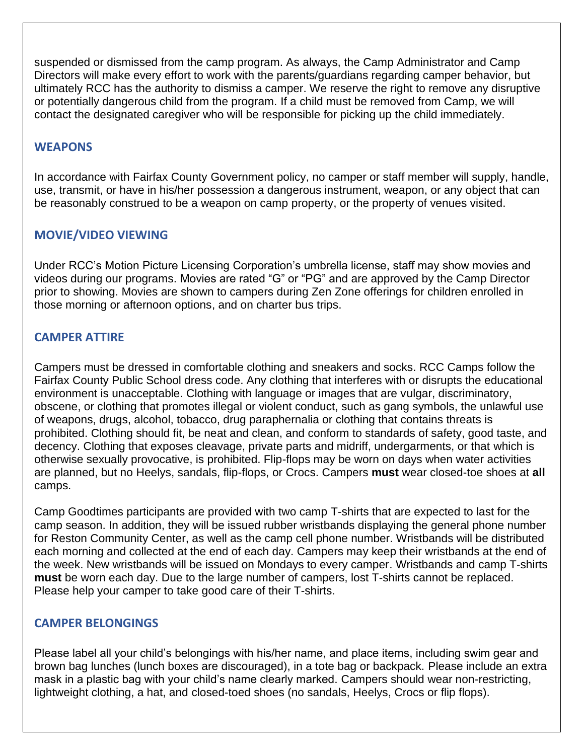suspended or dismissed from the camp program. As always, the Camp Administrator and Camp Directors will make every effort to work with the parents/guardians regarding camper behavior, but ultimately RCC has the authority to dismiss a camper. We reserve the right to remove any disruptive or potentially dangerous child from the program. If a child must be removed from Camp, we will contact the designated caregiver who will be responsible for picking up the child immediately.

## WEAPONS

In accordance with Fairfax County Government policy, no camper or staff member will supply, handle, use, transmit, or have in his/her possession a dangerous instrument, weapon, or any object that can be reasonably construed to be a weapon on camp property, or the property of venues visited.

## MOVIE/VIDEO VIEWING

Under RCC's Motion Picture Licensing Corporation's umbrella license, staff may show movies and videos during our programs. Movies are rated "G" or "PG" and are approved by the Camp Director prior to showing. Movies are shown to campers during Zen Zone offerings for children enrolled in those morning or afternoon options, and on charter bus trips.

## CAMPER ATTIRE

Campers must be dressed in comfortable clothing and sneakers and socks. RCC Camps follow the Fairfax County Public School dress code. Any clothing that interferes with or disrupts the educational environment is unacceptable. Clothing with language or images that are vulgar, discriminatory, obscene, or clothing that promotes illegal or violent conduct, such as gang symbols, the unlawful use of weapons, drugs, alcohol, tobacco, drug paraphernalia or clothing that contains threats is prohibited. Clothing should fit, be neat and clean, and conform to standards of safety, good taste, and decency. Clothing that exposes cleavage, private parts and midriff, undergarments, or that which is otherwise sexually provocative, is prohibited. Flip-flops may be worn on days when water activities are planned, but no Heelys, sandals, flip-flops, or Crocs. Campers **must** wear closed-toe shoes at **all** camps.

Camp Goodtimes participants are provided with two camp T-shirts that are expected to last for the camp season. In addition, they will be issued rubber wristbands displaying the general phone number for Reston Community Center, as well as the camp cell phone number. Wristbands will be distributed each morning and collected at the end of each day. Campers may keep their wristbands at the end of the week. New wristbands will be issued on Mondays to every camper. Wristbands and camp T-shirts **must** be worn each day. Due to the large number of campers, lost T-shirts cannot be replaced. Please help your camper to take good care of their T-shirts.

## CAMPER BELONGINGS

Please label all your child's belongings with his/her name, and place items, including swim gear and brown bag lunches (lunch boxes are discouraged), in a tote bag or backpack. Please include an extra mask in a plastic bag with your child's name clearly marked. Campers should wear non-restricting, lightweight clothing, a hat, and closed-toed shoes (no sandals, Heelys, Crocs or flip flops).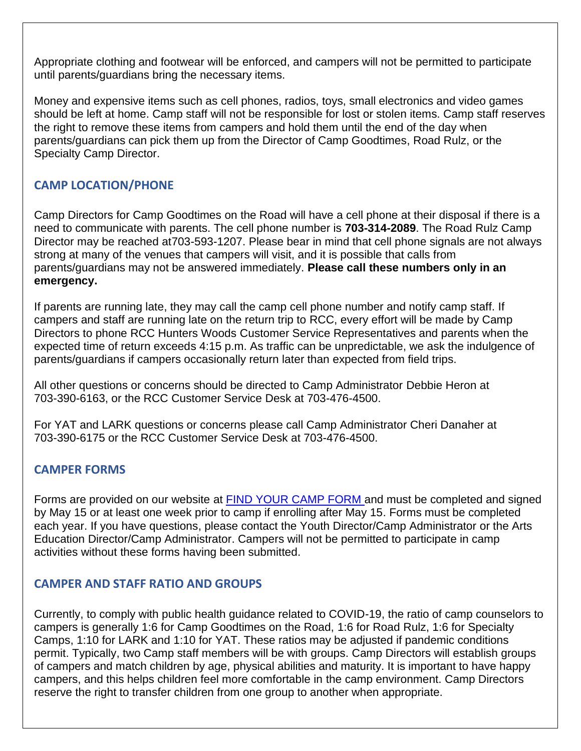Appropriate clothing and footwear will be enforced, and campers will not be permitted to participate until parents/guardians bring the necessary items.

Money and expensive items such as cell phones, radios, toys, small electronics and video games should be left at home. Camp staff will not be responsible for lost or stolen items. Camp staff reserves the right to remove these items from campers and hold them until the end of the day when parents/guardians can pick them up from the Director of Camp Goodtimes, Road Rulz, or the Specialty Camp Director.

## CAMP LOCATION/PHONE

Camp Directors for Camp Goodtimes on the Road will have a cell phone at their disposal if there is a need to communicate with parents. The cell phone number is **703-314-2089**. The Road Rulz Camp Director may be reached at703-593-1207. Please bear in mind that cell phone signals are not always strong at many of the venues that campers will visit, and it is possible that calls from parents/guardians may not be answered immediately. **Please call these numbers only in an emergency.**

If parents are running late, they may call the camp cell phone number and notify camp staff. If campers and staff are running late on the return trip to RCC, every effort will be made by Camp Directors to phone RCC Hunters Woods Customer Service Representatives and parents when the expected time of return exceeds 4:15 p.m. As traffic can be unpredictable, we ask the indulgence of parents/guardians if campers occasionally return later than expected from field trips.

All other questions or concerns should be directed to Camp Administrator Debbie Heron at 703-390-6163, or the RCC Customer Service Desk at 703-476-4500.

For YAT and LARK questions or concerns please call Camp Administrator Cheri Danaher at 703-390-6175 or the RCC Customer Service Desk at 703-476-4500.

## CAMPER FORMS

Forms are provided on our website at FIND YOUR CAMP FORM and must be completed and signed by May 15 or at least one week prior to camp if enrolling after May 15. Forms must be completed each year. If you have questions, please contact the Youth Director/Camp Administrator or the Arts Education Director/Camp Administrator. Campers will not be permitted to participate in camp activities without these forms having been submitted.

## CAMPER AND STAFF RATIO AND GROUPS

Currently, to comply with public health guidance related to COVID-19, the ratio of camp counselors to campers is generally 1:6 for Camp Goodtimes on the Road, 1:6 for Road Rulz, 1:6 for Specialty Camps, 1:10 for LARK and 1:10 for YAT. These ratios may be adjusted if pandemic conditions permit. Typically, two Camp staff members will be with groups. Camp Directors will establish groups of campers and match children by age, physical abilities and maturity. It is important to have happy campers, and this helps children feel more comfortable in the camp environment. Camp Directors reserve the right to transfer children from one group to another when appropriate.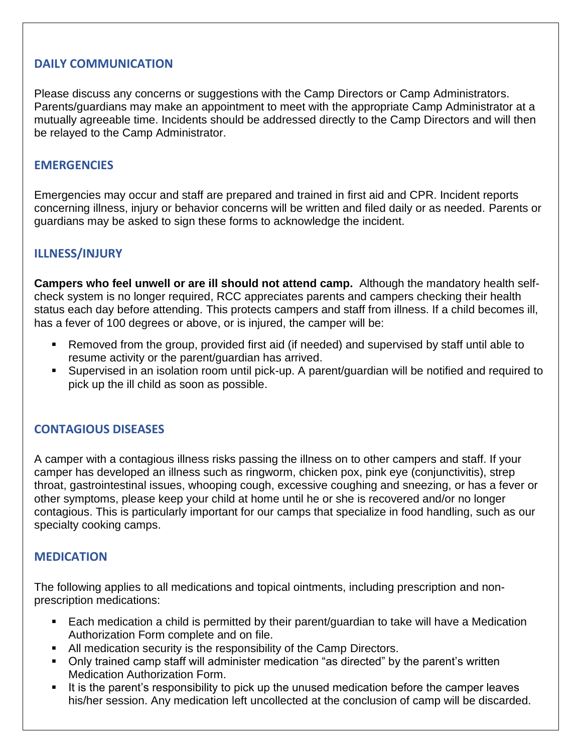## DAILY COMMUNICATION

Please discuss any concerns or suggestions with the Camp Directors or Camp Administrators. Parents/guardians may make an appointment to meet with the appropriate Camp Administrator at a mutually agreeable time. Incidents should be addressed directly to the Camp Directors and will then be relayed to the Camp Administrator.

## EMERGENCIES

Emergencies may occur and staff are prepared and trained in first aid and CPR. Incident reports concerning illness, injury or behavior concerns will be written and filed daily or as needed. Parents or guardians may be asked to sign these forms to acknowledge the incident.

## ILLNESS/INJURY

**Campers who feel unwell or are ill should not attend camp.** Although the mandatory health self-check system is no longer required, RCC appreciates parents and campers checking their health status each day before attending. This protects campers and staff from illness. If a child becomes ill, has a fever of 100 degrees or above, or is injured, the camper will be:

- Removed from the group, provided first aid (if needed) and supervised by staff until able to resume activity or the parent/guardian has arrived.
- Supervised in an isolation room until pick-up. A parent/guardian will be notified and required to pick up the ill child as soon as possible.

## CONTAGIOUS DISEASES

A camper with a contagious illness risks passing the illness on to other campers and staff. If your camper has developed an illness such as ringworm, chicken pox, pink eye (conjunctivitis), strep throat, gastrointestinal issues, whooping cough, excessive coughing and sneezing, or has a fever or other symptoms, please keep your child at home until he or she is recovered and/or no longer contagious. This is particularly important for our camps that specialize in food handling, such as our specialty cooking camps.

## MEDICATION

The following applies to all medications and topical ointments, including prescription and non-prescription medications:

- Each medication a child is permitted by their parent/guardian to take will have a Medication Authorization Form complete and on file.
- All medication security is the responsibility of the Camp Directors.
- Only trained camp staff will administer medication "as directed" by the parent's written Medication Authorization Form.
- It is the parent's responsibility to pick up the unused medication before the camper leaves his/her session. Any medication left uncollected at the conclusion of camp will be discarded.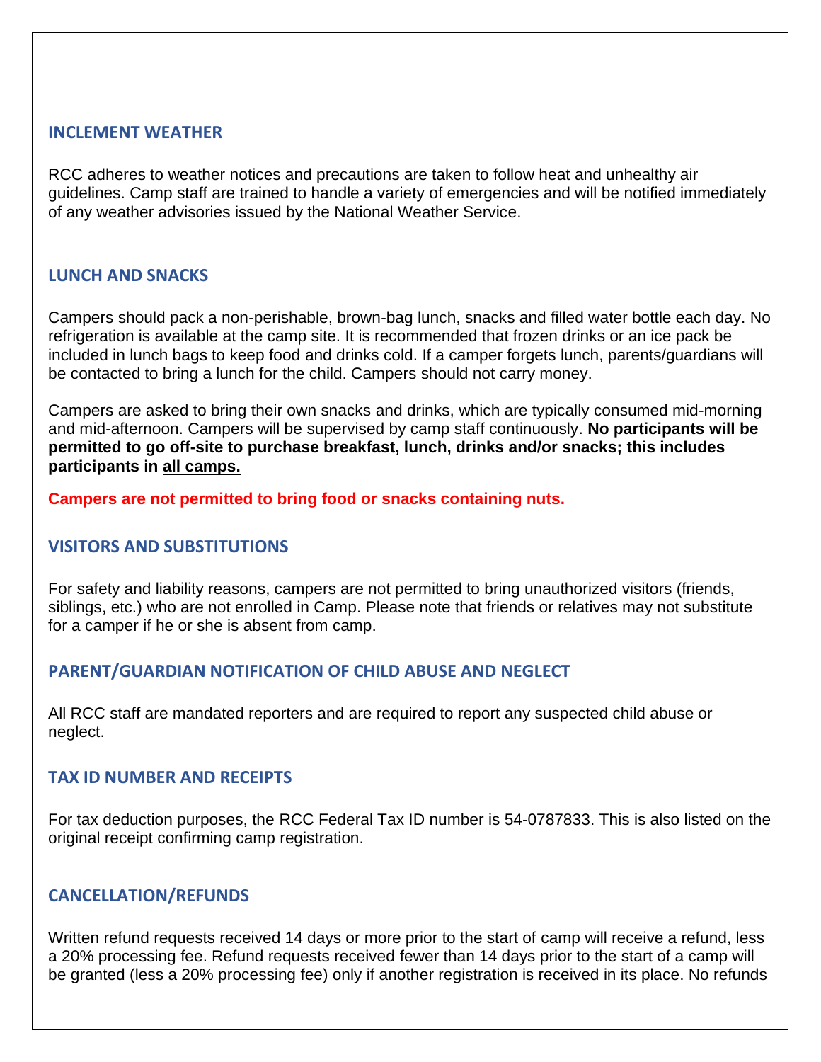## INCLEMENT WEATHER

RCC adheres to weather notices and precautions are taken to follow heat and unhealthy air guidelines. Camp staff are trained to handle a variety of emergencies and will be notified immediately of any weather advisories issued by the National Weather Service.

## LUNCH AND SNACKS

Campers should pack a non-perishable, brown-bag lunch, snacks and filled water bottle each day. No refrigeration is available at the camp site. It is recommended that frozen drinks or an ice pack be included in lunch bags to keep food and drinks cold. If a camper forgets lunch, parents/guardians will be contacted to bring a lunch for the child. Campers should not carry money.

Campers are asked to bring their own snacks and drinks, which are typically consumed mid-morning and mid-afternoon. Campers will be supervised by camp staff continuously. **No participants will be permitted to go off-site to purchase breakfast, lunch, drinks and/or snacks; this includes participants in all camps.**

**Campers are not permitted to bring food or snacks containing nuts.**

## VISITORS AND SUBSTITUTIONS

For safety and liability reasons, campers are not permitted to bring unauthorized visitors (friends, siblings, etc.) who are not enrolled in Camp. Please note that friends or relatives may not substitute for a camper if he or she is absent from camp.

## PARENT/GUARDIAN NOTIFICATION OF CHILD ABUSE AND NEGLECT

All RCC staff are mandated reporters and are required to report any suspected child abuse or neglect.

## TAX ID NUMBER AND RECEIPTS

For tax deduction purposes, the RCC Federal Tax ID number is 54-0787833. This is also listed on the original receipt confirming camp registration.

## CANCELLATION/REFUNDS

Written refund requests received 14 days or more prior to the start of camp will receive a refund, less a 20% processing fee. Refund requests received fewer than 14 days prior to the start of a camp will be granted (less a 20% processing fee) only if another registration is received in its place. No refunds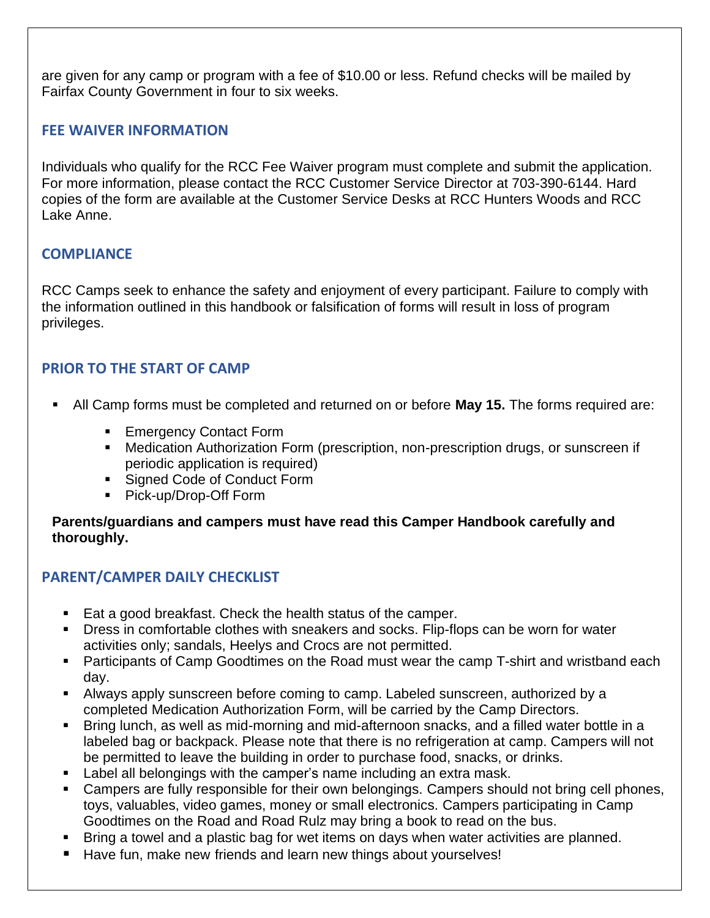are given for any camp or program with a fee of $10.00 or less. Refund checks will be mailed by Fairfax County Government in four to six weeks.

## FEE WAIVER INFORMATION

Individuals who qualify for the RCC Fee Waiver program must complete and submit the application. For more information, please contact the RCC Customer Service Director at 703-390-6144. Hard copies of the form are available at the Customer Service Desks at RCC Hunters Woods and RCC Lake Anne.

## COMPLIANCE

RCC Camps seek to enhance the safety and enjoyment of every participant. Failure to comply with the information outlined in this handbook or falsification of forms will result in loss of program privileges.

## PRIOR TO THE START OF CAMP

- All Camp forms must be completed and returned on or before **May 15.** The forms required are:
  - Emergency Contact Form
  - Medication Authorization Form (prescription, non-prescription drugs, or sunscreen if periodic application is required)
  - Signed Code of Conduct Form
  - Pick-up/Drop-Off Form

**Parents/guardians and campers must have read this Camper Handbook carefully and thoroughly.**

## PARENT/CAMPER DAILY CHECKLIST

- Eat a good breakfast. Check the health status of the camper.
- Dress in comfortable clothes with sneakers and socks. Flip-flops can be worn for water activities only; sandals, Heelys and Crocs are not permitted.
- Participants of Camp Goodtimes on the Road must wear the camp T-shirt and wristband each day.
- Always apply sunscreen before coming to camp. Labeled sunscreen, authorized by a completed Medication Authorization Form, will be carried by the Camp Directors.
- Bring lunch, as well as mid-morning and mid-afternoon snacks, and a filled water bottle in a labeled bag or backpack. Please note that there is no refrigeration at camp. Campers will not be permitted to leave the building in order to purchase food, snacks, or drinks.
- Label all belongings with the camper's name including an extra mask.
- Campers are fully responsible for their own belongings. Campers should not bring cell phones, toys, valuables, video games, money or small electronics. Campers participating in Camp Goodtimes on the Road and Road Rulz may bring a book to read on the bus.
- Bring a towel and a plastic bag for wet items on days when water activities are planned.
- Have fun, make new friends and learn new things about yourselves!